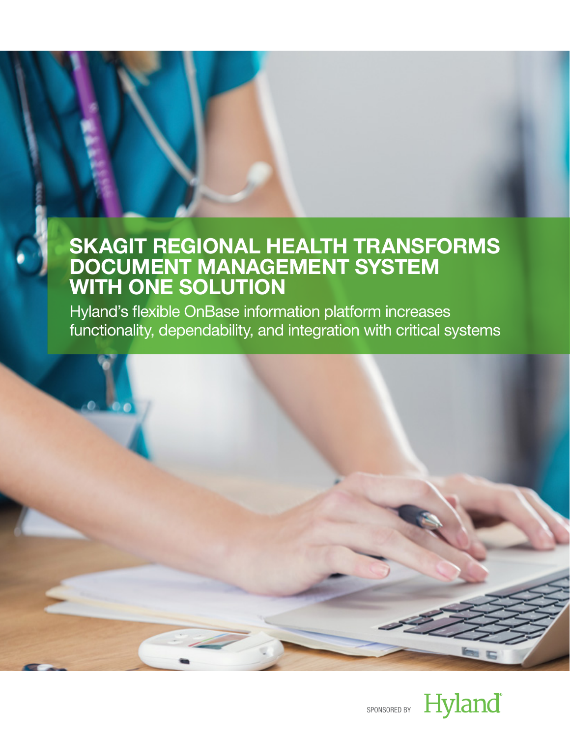# SKAGIT REGIONAL HEALTH TRANSFORMS DOCUMENT MANAGEMENT SYSTEM WITH ONE SOLUTION

Hyland's flexible OnBase information platform increases functionality, dependability, and integration with critical systems

SPONSORED BY Hyland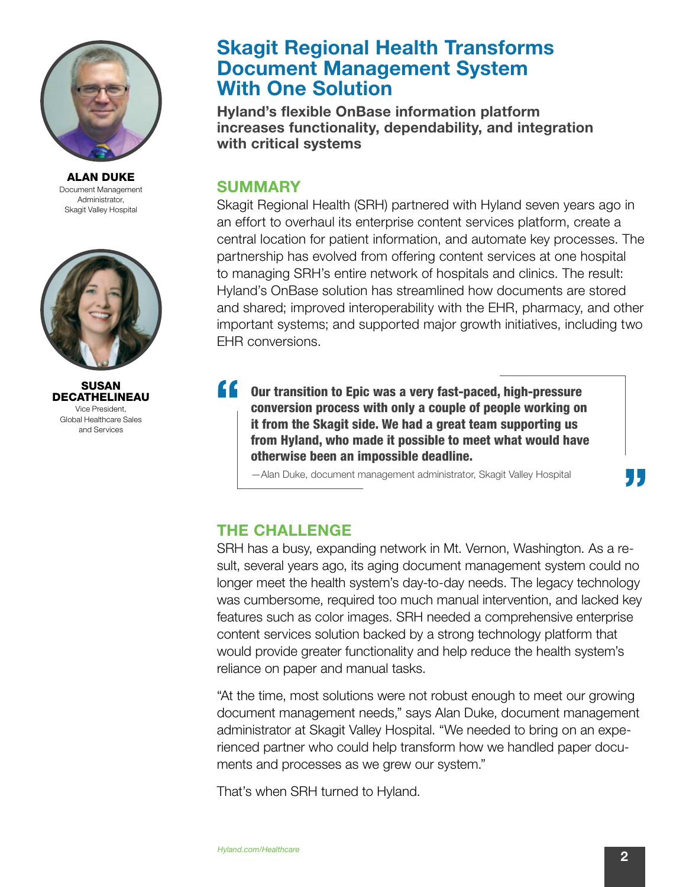# Skagit Regional Health Transforms Document Management System With One Solution

**Hyland's flexible OnBase information platform increases functionality, dependability, and integration with critical systems**

**ALAN DUKE**
Document Management Administrator, Skagit Valley Hospital

**SUSAN DECATHELINEAU**
Vice President, Global Healthcare Sales and Services

## SUMMARY

Skagit Regional Health (SRH) partnered with Hyland seven years ago in an effort to overhaul its enterprise content services platform, create a central location for patient information, and automate key processes. The partnership has evolved from offering content services at one hospital to managing SRH's entire network of hospitals and clinics. The result: Hyland's OnBase solution has streamlined how documents are stored and shared; improved interoperability with the EHR, pharmacy, and other important systems; and supported major growth initiatives, including two EHR conversions.

> **Our transition to Epic was a very fast-paced, high-pressure conversion process with only a couple of people working on it from the Skagit side. We had a great team supporting us from Hyland, who made it possible to meet what would have otherwise been an impossible deadline.**
>
> —Alan Duke, document management administrator, Skagit Valley Hospital

## THE CHALLENGE

SRH has a busy, expanding network in Mt. Vernon, Washington. As a result, several years ago, its aging document management system could no longer meet the health system's day-to-day needs. The legacy technology was cumbersome, required too much manual intervention, and lacked key features such as color images. SRH needed a comprehensive enterprise content services solution backed by a strong technology platform that would provide greater functionality and help reduce the health system's reliance on paper and manual tasks.

"At the time, most solutions were not robust enough to meet our growing document management needs," says Alan Duke, document management administrator at Skagit Valley Hospital. "We needed to bring on an experienced partner who could help transform how we handled paper documents and processes as we grew our system."

That's when SRH turned to Hyland.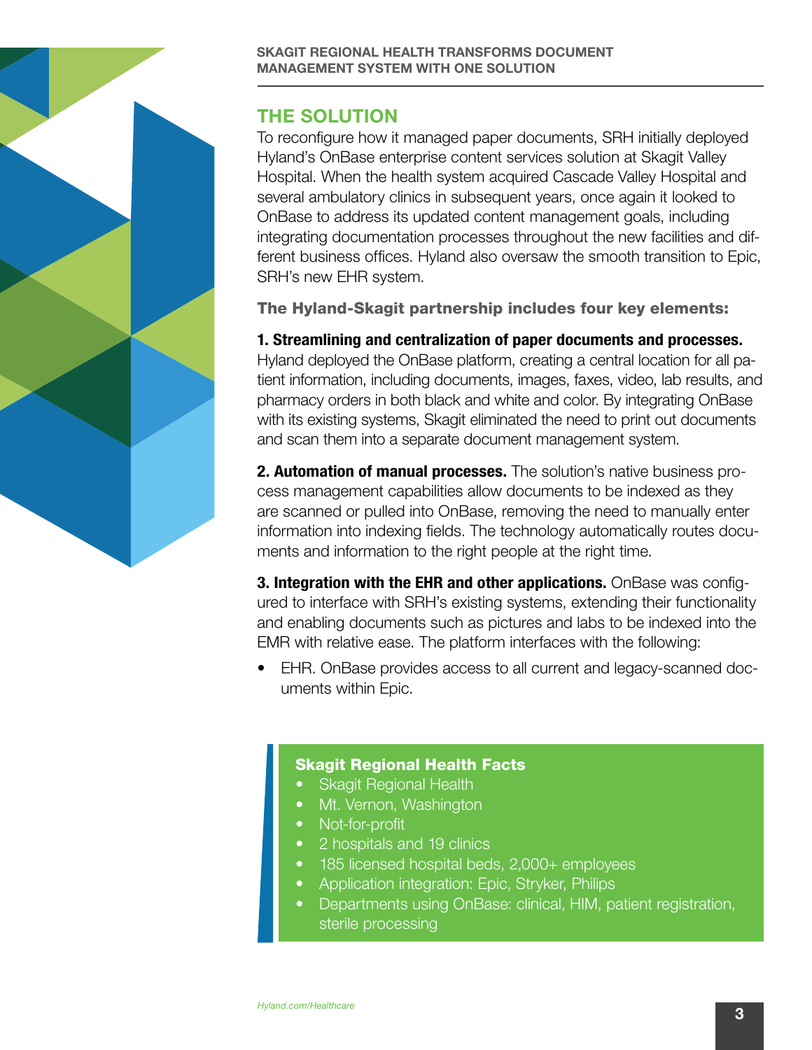## THE SOLUTION

To reconfigure how it managed paper documents, SRH initially deployed Hyland's OnBase enterprise content services solution at Skagit Valley Hospital. When the health system acquired Cascade Valley Hospital and several ambulatory clinics in subsequent years, once again it looked to OnBase to address its updated content management goals, including integrating documentation processes throughout the new facilities and different business offices. Hyland also oversaw the smooth transition to Epic, SRH's new EHR system.

**The Hyland-Skagit partnership includes four key elements:**

**1. Streamlining and centralization of paper documents and processes.** Hyland deployed the OnBase platform, creating a central location for all patient information, including documents, images, faxes, video, lab results, and pharmacy orders in both black and white and color. By integrating OnBase with its existing systems, Skagit eliminated the need to print out documents and scan them into a separate document management system.

**2. Automation of manual processes.** The solution's native business process management capabilities allow documents to be indexed as they are scanned or pulled into OnBase, removing the need to manually enter information into indexing fields. The technology automatically routes documents and information to the right people at the right time.

**3. Integration with the EHR and other applications.** OnBase was configured to interface with SRH's existing systems, extending their functionality and enabling documents such as pictures and labs to be indexed into the EMR with relative ease. The platform interfaces with the following:

- EHR. OnBase provides access to all current and legacy-scanned documents within Epic.

**Skagit Regional Health Facts**

- Skagit Regional Health
- Mt. Vernon, Washington
- Not-for-profit
- 2 hospitals and 19 clinics
- 185 licensed hospital beds, 2,000+ employees
- Application integration: Epic, Stryker, Philips
- Departments using OnBase: clinical, HIM, patient registration, sterile processing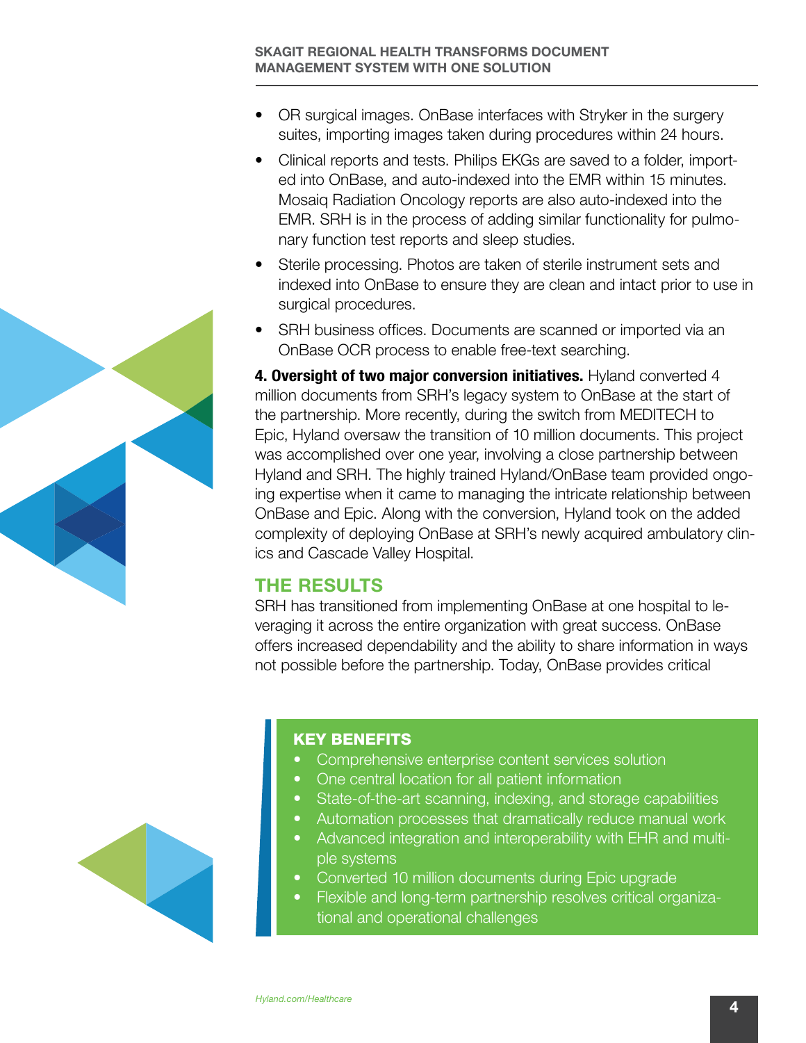- OR surgical images. OnBase interfaces with Stryker in the surgery suites, importing images taken during procedures within 24 hours.
- Clinical reports and tests. Philips EKGs are saved to a folder, imported into OnBase, and auto-indexed into the EMR within 15 minutes. Mosaiq Radiation Oncology reports are also auto-indexed into the EMR. SRH is in the process of adding similar functionality for pulmonary function test reports and sleep studies.
- Sterile processing. Photos are taken of sterile instrument sets and indexed into OnBase to ensure they are clean and intact prior to use in surgical procedures.
- SRH business offices. Documents are scanned or imported via an OnBase OCR process to enable free-text searching.

**4. Oversight of two major conversion initiatives.** Hyland converted 4 million documents from SRH's legacy system to OnBase at the start of the partnership. More recently, during the switch from MEDITECH to Epic, Hyland oversaw the transition of 10 million documents. This project was accomplished over one year, involving a close partnership between Hyland and SRH. The highly trained Hyland/OnBase team provided ongoing expertise when it came to managing the intricate relationship between OnBase and Epic. Along with the conversion, Hyland took on the added complexity of deploying OnBase at SRH's newly acquired ambulatory clinics and Cascade Valley Hospital.

## THE RESULTS

SRH has transitioned from implementing OnBase at one hospital to leveraging it across the entire organization with great success. OnBase offers increased dependability and the ability to share information in ways not possible before the partnership. Today, OnBase provides critical

### KEY BENEFITS

- Comprehensive enterprise content services solution
- One central location for all patient information
- State-of-the-art scanning, indexing, and storage capabilities
- Automation processes that dramatically reduce manual work
- Advanced integration and interoperability with EHR and multiple systems
- Converted 10 million documents during Epic upgrade
- Flexible and long-term partnership resolves critical organizational and operational challenges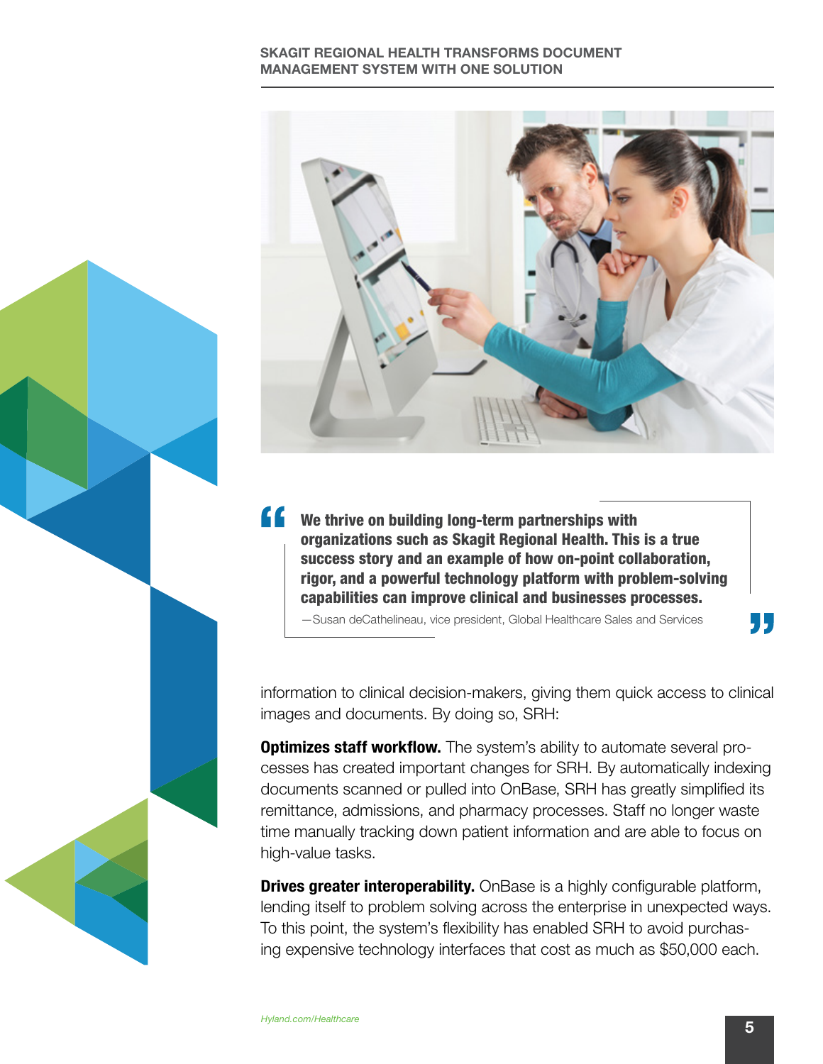> **We thrive on building long-term partnerships with organizations such as Skagit Regional Health. This is a true success story and an example of how on-point collaboration, rigor, and a powerful technology platform with problem-solving capabilities can improve clinical and businesses processes.**
>
> —Susan deCathelineau, vice president, Global Healthcare Sales and Services

information to clinical decision-makers, giving them quick access to clinical images and documents. By doing so, SRH:

**Optimizes staff workflow.** The system's ability to automate several processes has created important changes for SRH. By automatically indexing documents scanned or pulled into OnBase, SRH has greatly simplified its remittance, admissions, and pharmacy processes. Staff no longer waste time manually tracking down patient information and are able to focus on high-value tasks.

**Drives greater interoperability.** OnBase is a highly configurable platform, lending itself to problem solving across the enterprise in unexpected ways. To this point, the system's flexibility has enabled SRH to avoid purchasing expensive technology interfaces that cost as much as $50,000 each.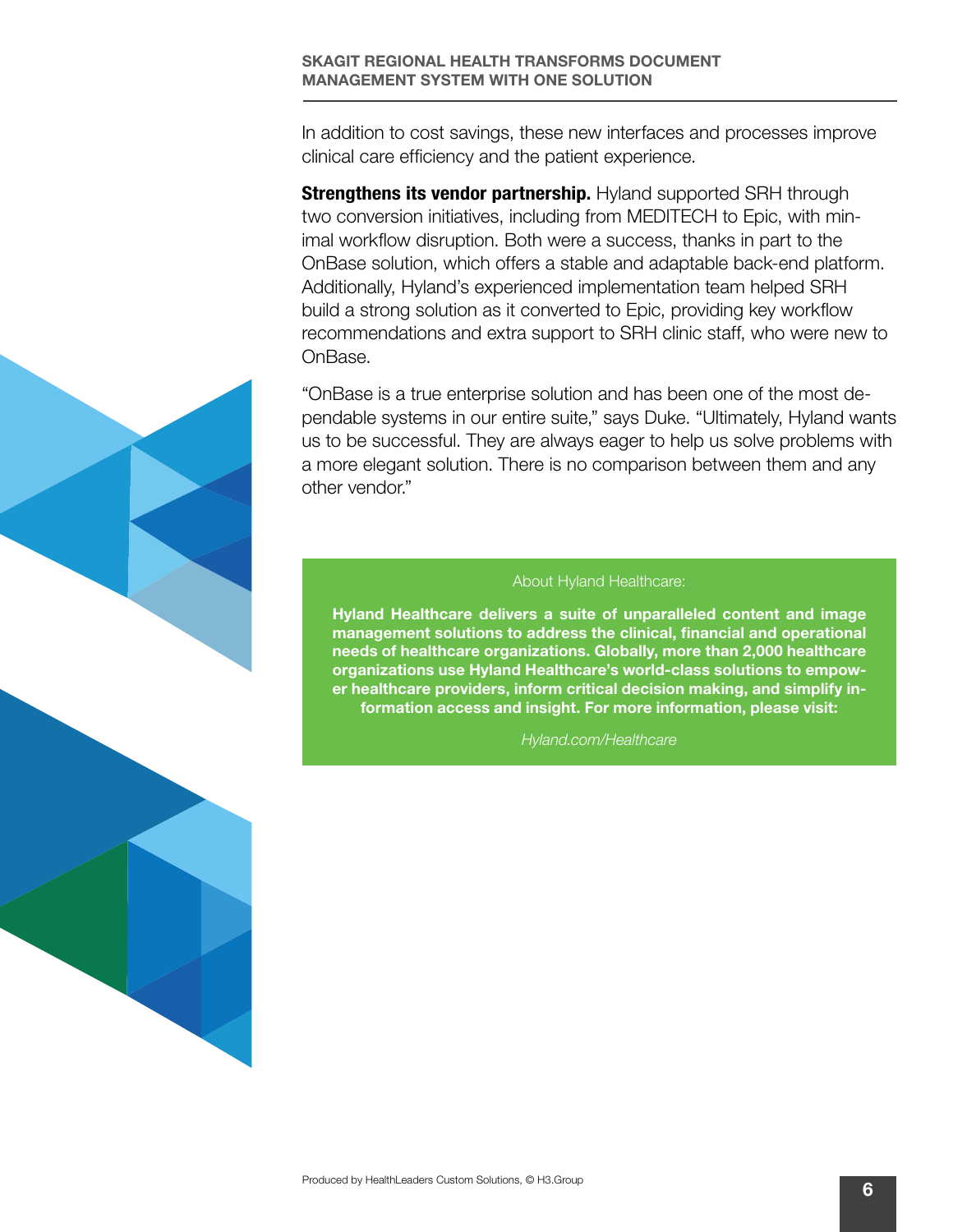In addition to cost savings, these new interfaces and processes improve clinical care efficiency and the patient experience.

**Strengthens its vendor partnership.** Hyland supported SRH through two conversion initiatives, including from MEDITECH to Epic, with minimal workflow disruption. Both were a success, thanks in part to the OnBase solution, which offers a stable and adaptable back-end platform. Additionally, Hyland's experienced implementation team helped SRH build a strong solution as it converted to Epic, providing key workflow recommendations and extra support to SRH clinic staff, who were new to OnBase.

"OnBase is a true enterprise solution and has been one of the most dependable systems in our entire suite," says Duke. "Ultimately, Hyland wants us to be successful. They are always eager to help us solve problems with a more elegant solution. There is no comparison between them and any other vendor."

About Hyland Healthcare:

**Hyland Healthcare delivers a suite of unparalleled content and image management solutions to address the clinical, financial and operational needs of healthcare organizations. Globally, more than 2,000 healthcare organizations use Hyland Healthcare's world-class solutions to empower healthcare providers, inform critical decision making, and simplify information access and insight. For more information, please visit:**

*Hyland.com/Healthcare*

Produced by HealthLeaders Custom Solutions, © H3.Group